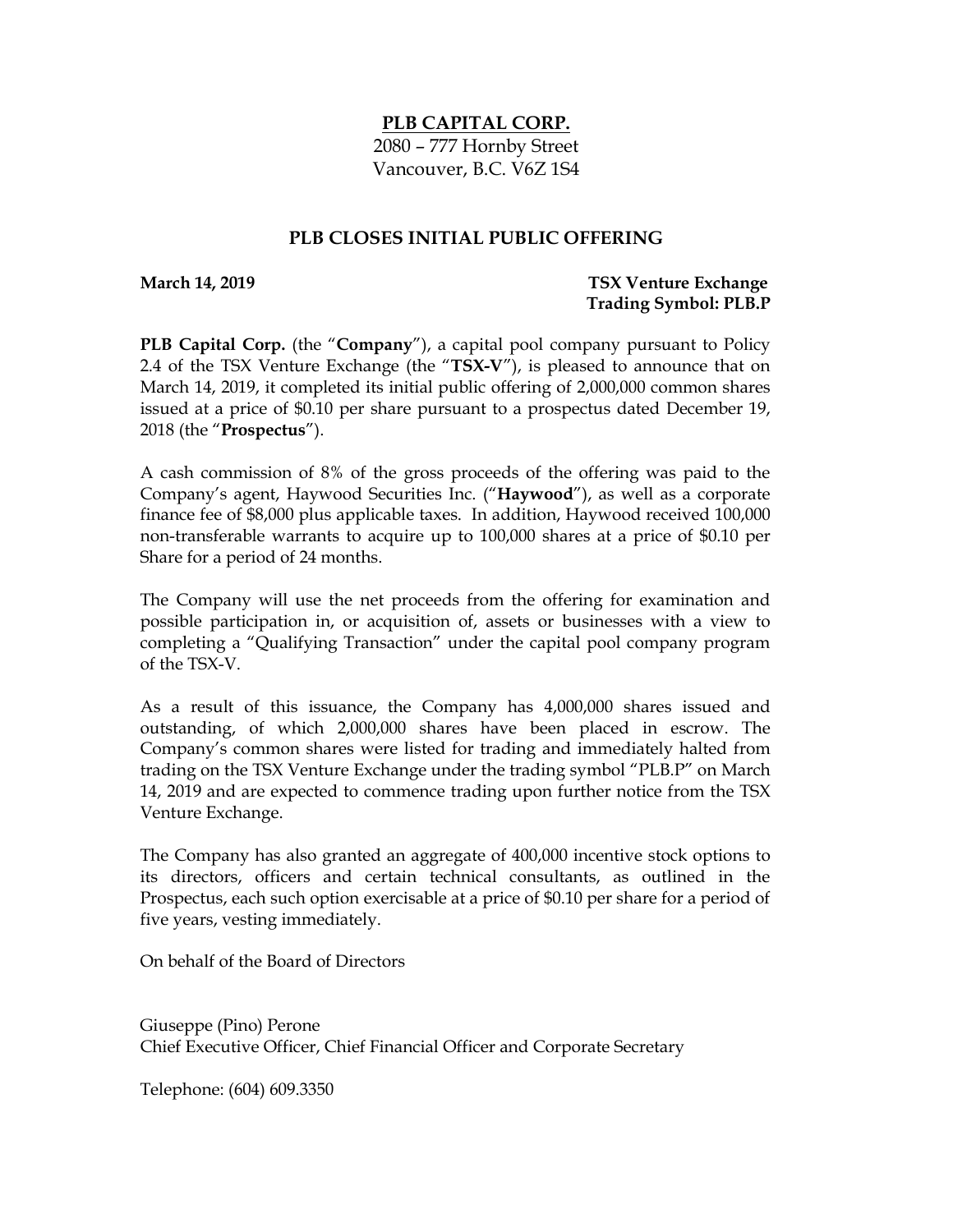# PLB CAPITAL CORP.

2080 – 777 Hornby Street
Vancouver, B.C. V6Z 1S4

## PLB CLOSES INITIAL PUBLIC OFFERING

**March 14, 2019**

**TSX Venture Exchange**
**Trading Symbol: PLB.P**

**PLB Capital Corp.** (the "**Company**"), a capital pool company pursuant to Policy 2.4 of the TSX Venture Exchange (the "**TSX-V**"), is pleased to announce that on March 14, 2019, it completed its initial public offering of 2,000,000 common shares issued at a price of $0.10 per share pursuant to a prospectus dated December 19, 2018 (the "**Prospectus**").

A cash commission of 8% of the gross proceeds of the offering was paid to the Company's agent, Haywood Securities Inc. ("**Haywood**"), as well as a corporate finance fee of $8,000 plus applicable taxes. In addition, Haywood received 100,000 non-transferable warrants to acquire up to 100,000 shares at a price of $0.10 per Share for a period of 24 months.

The Company will use the net proceeds from the offering for examination and possible participation in, or acquisition of, assets or businesses with a view to completing a "Qualifying Transaction" under the capital pool company program of the TSX-V.

As a result of this issuance, the Company has 4,000,000 shares issued and outstanding, of which 2,000,000 shares have been placed in escrow. The Company's common shares were listed for trading and immediately halted from trading on the TSX Venture Exchange under the trading symbol "PLB.P" on March 14, 2019 and are expected to commence trading upon further notice from the TSX Venture Exchange.

The Company has also granted an aggregate of 400,000 incentive stock options to its directors, officers and certain technical consultants, as outlined in the Prospectus, each such option exercisable at a price of $0.10 per share for a period of five years, vesting immediately.

On behalf of the Board of Directors

Giuseppe (Pino) Perone
Chief Executive Officer, Chief Financial Officer and Corporate Secretary

Telephone: (604) 609.3350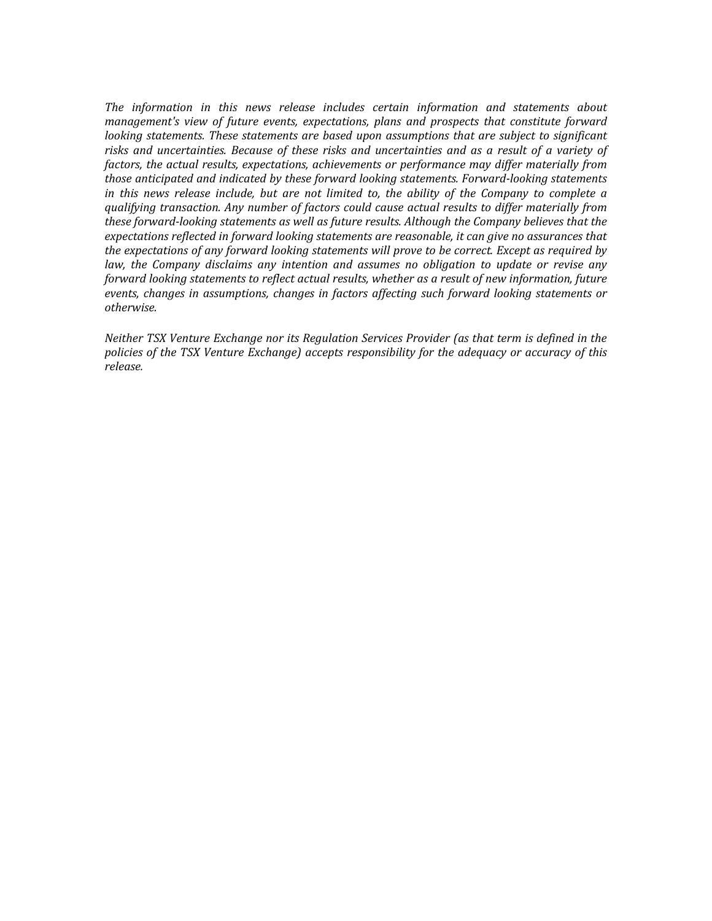*The information in this news release includes certain information and statements about management's view of future events, expectations, plans and prospects that constitute forward looking statements. These statements are based upon assumptions that are subject to significant risks and uncertainties. Because of these risks and uncertainties and as a result of a variety of factors, the actual results, expectations, achievements or performance may differ materially from those anticipated and indicated by these forward looking statements. Forward-looking statements in this news release include, but are not limited to, the ability of the Company to complete a qualifying transaction. Any number of factors could cause actual results to differ materially from these forward-looking statements as well as future results. Although the Company believes that the expectations reflected in forward looking statements are reasonable, it can give no assurances that the expectations of any forward looking statements will prove to be correct. Except as required by law, the Company disclaims any intention and assumes no obligation to update or revise any forward looking statements to reflect actual results, whether as a result of new information, future events, changes in assumptions, changes in factors affecting such forward looking statements or otherwise.*

*Neither TSX Venture Exchange nor its Regulation Services Provider (as that term is defined in the policies of the TSX Venture Exchange) accepts responsibility for the adequacy or accuracy of this release.*